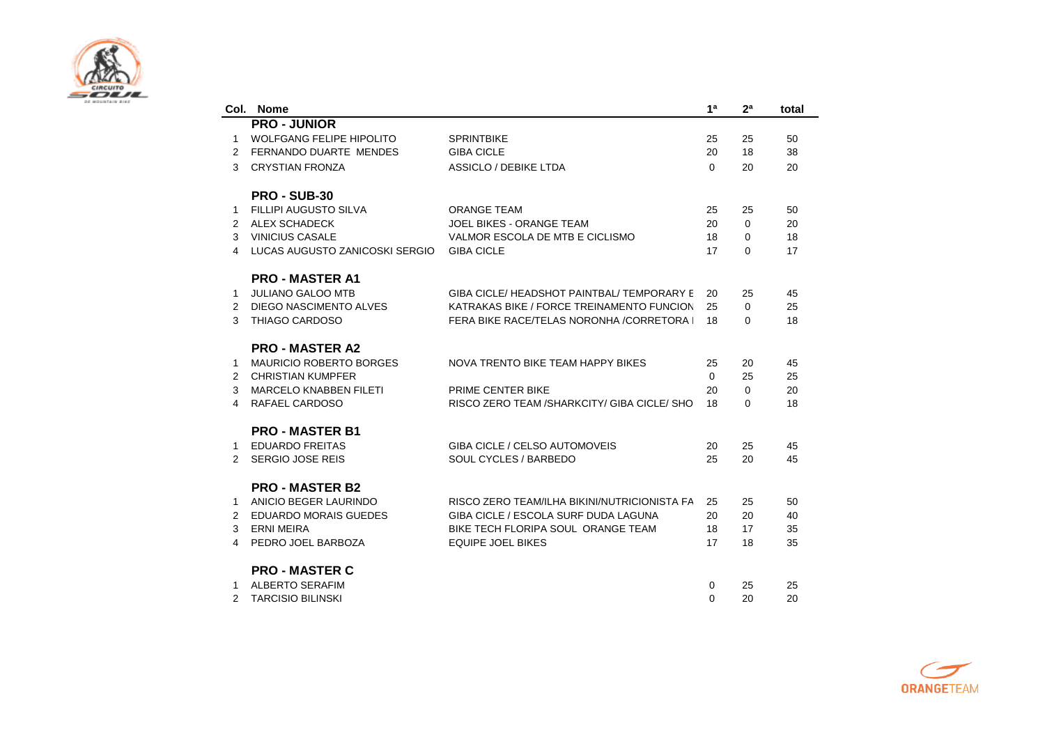| Col. | Nome | | 1ª | 2ª | total |
|---|---|---|---|---|---|
| | **PRO - JUNIOR** | | | | |
| 1 | WOLFGANG FELIPE HIPOLITO | SPRINTBIKE | 25 | 25 | 50 |
| 2 | FERNANDO DUARTE MENDES | GIBA CICLE | 20 | 18 | 38 |
| 3 | CRYSTIAN FRONZA | ASSICLO / DEBIKE LTDA | 0 | 20 | 20 |
| | **PRO - SUB-30** | | | | |
| 1 | FILLIPI AUGUSTO SILVA | ORANGE TEAM | 25 | 25 | 50 |
| 2 | ALEX SCHADECK | JOEL BIKES - ORANGE TEAM | 20 | 0 | 20 |
| 3 | VINICIUS CASALE | VALMOR ESCOLA DE MTB E CICLISMO | 18 | 0 | 18 |
| 4 | LUCAS AUGUSTO ZANICOSKI SERGIO | GIBA CICLE | 17 | 0 | 17 |
| | **PRO - MASTER A1** | | | | |
| 1 | JULIANO GALOO MTB | GIBA CICLE/ HEADSHOT PAINTBAL/ TEMPORARY E | 20 | 25 | 45 |
| 2 | DIEGO NASCIMENTO ALVES | KATRAKAS BIKE / FORCE TREINAMENTO FUNCION | 25 | 0 | 25 |
| 3 | THIAGO CARDOSO | FERA BIKE RACE/TELAS NORONHA /CORRETORA I | 18 | 0 | 18 |
| | **PRO - MASTER A2** | | | | |
| 1 | MAURICIO ROBERTO BORGES | NOVA TRENTO BIKE TEAM HAPPY BIKES | 25 | 20 | 45 |
| 2 | CHRISTIAN KUMPFER | | 0 | 25 | 25 |
| 3 | MARCELO KNABBEN FILETI | PRIME CENTER BIKE | 20 | 0 | 20 |
| 4 | RAFAEL CARDOSO | RISCO ZERO TEAM /SHARKCITY/ GIBA CICLE/ SHO | 18 | 0 | 18 |
| | **PRO - MASTER B1** | | | | |
| 1 | EDUARDO FREITAS | GIBA CICLE / CELSO AUTOMOVEIS | 20 | 25 | 45 |
| 2 | SERGIO JOSE REIS | SOUL CYCLES / BARBEDO | 25 | 20 | 45 |
| | **PRO - MASTER B2** | | | | |
| 1 | ANICIO BEGER LAURINDO | RISCO ZERO TEAM/ILHA BIKINI/NUTRICIONISTA FA | 25 | 25 | 50 |
| 2 | EDUARDO MORAIS GUEDES | GIBA CICLE / ESCOLA SURF DUDA LAGUNA | 20 | 20 | 40 |
| 3 | ERNI MEIRA | BIKE TECH FLORIPA SOUL ORANGE TEAM | 18 | 17 | 35 |
| 4 | PEDRO JOEL BARBOZA | EQUIPE JOEL BIKES | 17 | 18 | 35 |
| | **PRO - MASTER C** | | | | |
| 1 | ALBERTO SERAFIM | | 0 | 25 | 25 |
| 2 | TARCISIO BILINSKI | | 0 | 20 | 20 |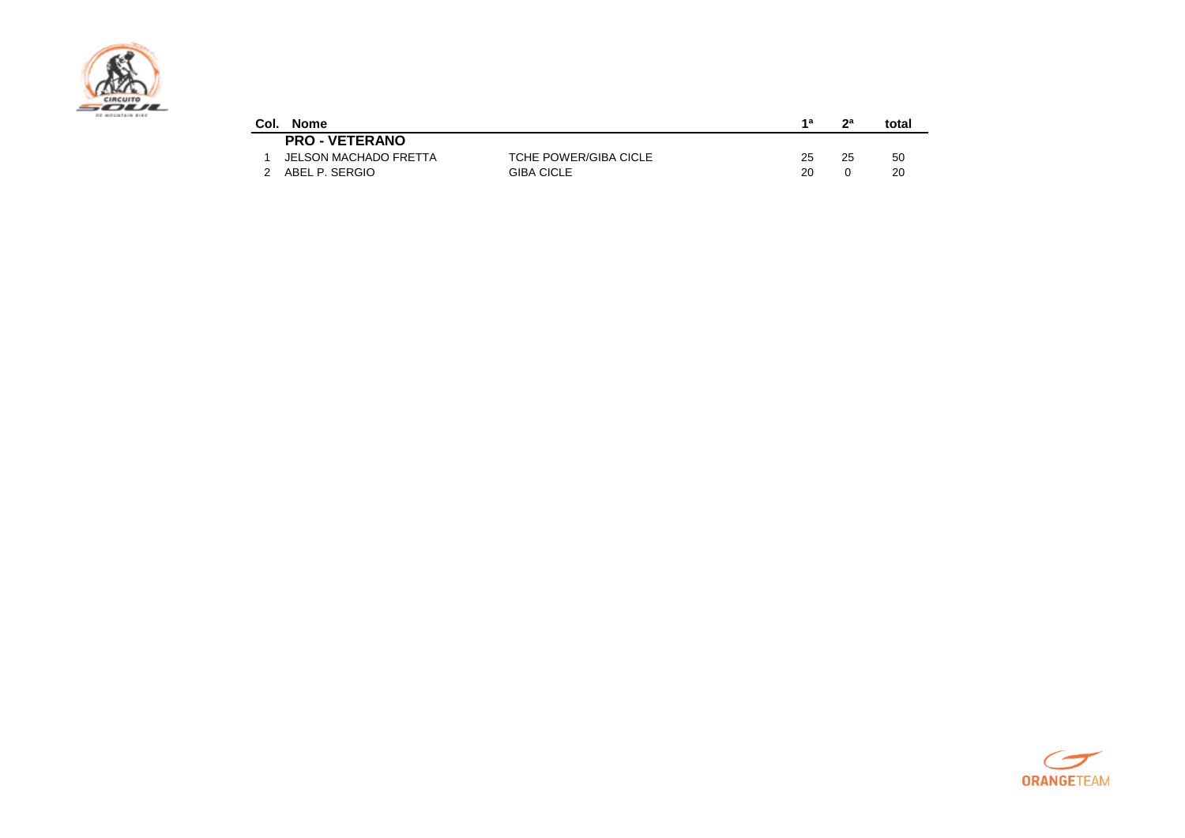| Col. | Nome | | 1ª | 2ª | total |
|---|---|---|---|---|---|
| | **PRO - VETERANO** | | | | |
| 1 | JELSON MACHADO FRETTA | TCHE POWER/GIBA CICLE | 25 | 25 | 50 |
| 2 | ABEL P. SERGIO | GIBA CICLE | 20 | 0 | 20 |